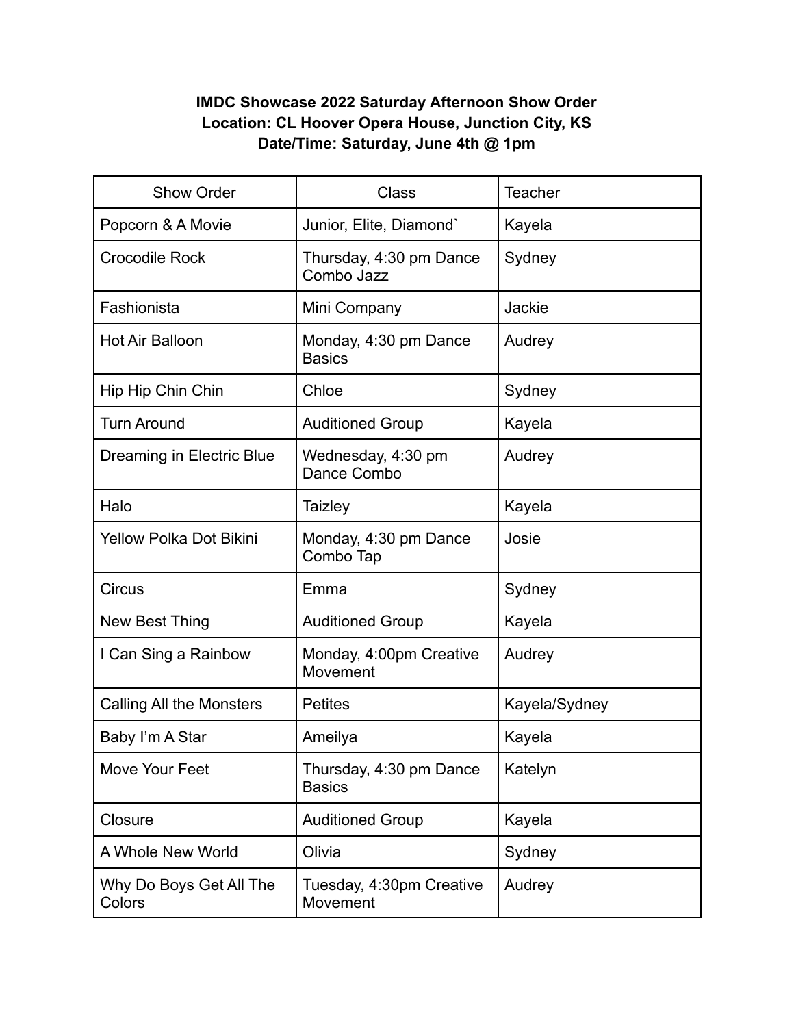**IMDC Showcase 2022 Saturday Afternoon Show Order**
**Location: CL Hoover Opera House, Junction City, KS**
**Date/Time: Saturday, June 4th @ 1pm**

| Show Order | Class | Teacher |
| --- | --- | --- |
| Popcorn & A Movie | Junior, Elite, Diamond` | Kayela |
| Crocodile Rock | Thursday, 4:30 pm Dance Combo Jazz | Sydney |
| Fashionista | Mini Company | Jackie |
| Hot Air Balloon | Monday, 4:30 pm Dance Basics | Audrey |
| Hip Hip Chin Chin | Chloe | Sydney |
| Turn Around | Auditioned Group | Kayela |
| Dreaming in Electric Blue | Wednesday, 4:30 pm Dance Combo | Audrey |
| Halo | Taizley | Kayela |
| Yellow Polka Dot Bikini | Monday, 4:30 pm Dance Combo Tap | Josie |
| Circus | Emma | Sydney |
| New Best Thing | Auditioned Group | Kayela |
| I Can Sing a Rainbow | Monday, 4:00pm Creative Movement | Audrey |
| Calling All the Monsters | Petites | Kayela/Sydney |
| Baby I'm A Star | Ameilya | Kayela |
| Move Your Feet | Thursday, 4:30 pm Dance Basics | Katelyn |
| Closure | Auditioned Group | Kayela |
| A Whole New World | Olivia | Sydney |
| Why Do Boys Get All The Colors | Tuesday, 4:30pm Creative Movement | Audrey |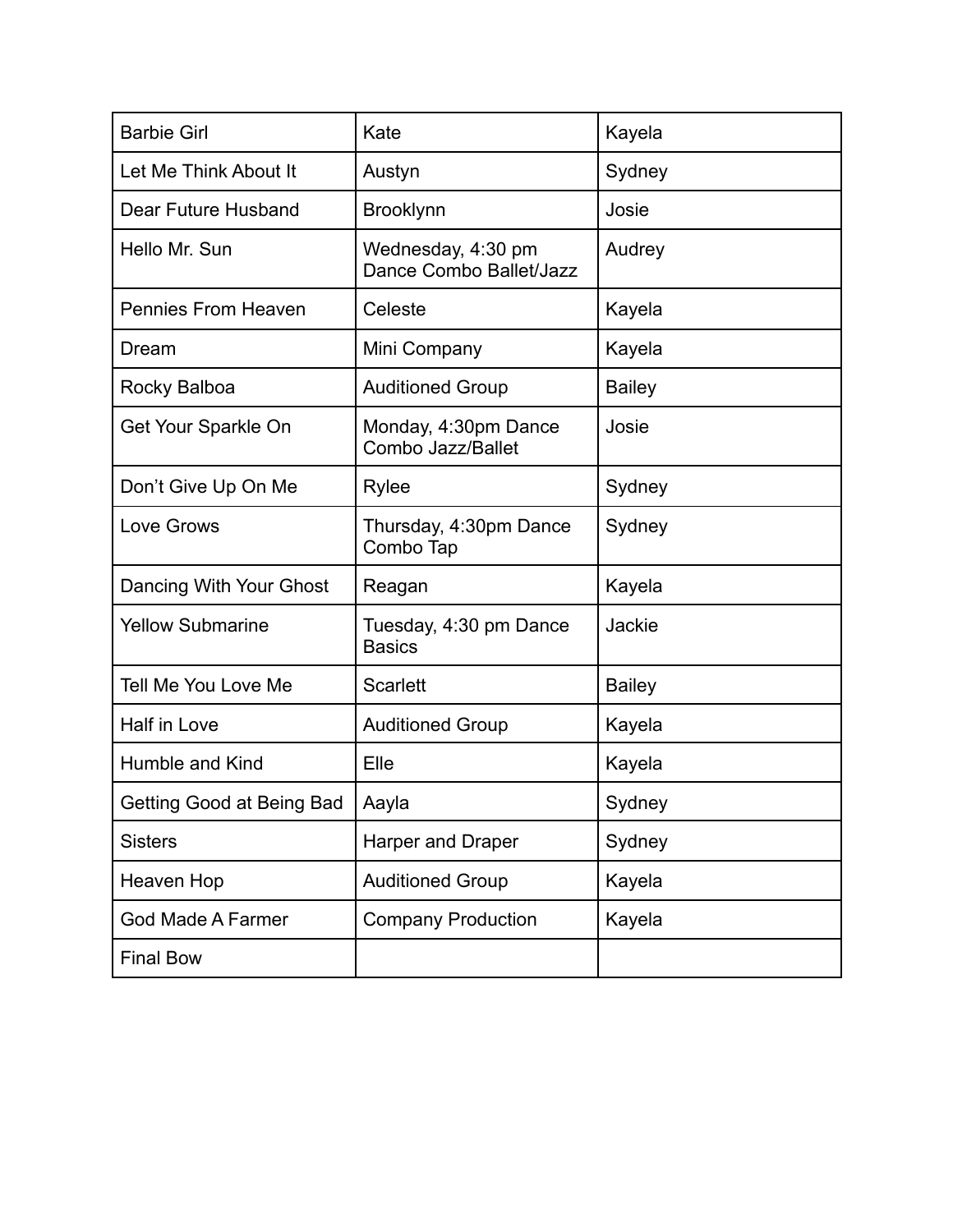| | | |
|---|---|---|
| Barbie Girl | Kate | Kayela |
| Let Me Think About It | Austyn | Sydney |
| Dear Future Husband | Brooklynn | Josie |
| Hello Mr. Sun | Wednesday, 4:30 pm Dance Combo Ballet/Jazz | Audrey |
| Pennies From Heaven | Celeste | Kayela |
| Dream | Mini Company | Kayela |
| Rocky Balboa | Auditioned Group | Bailey |
| Get Your Sparkle On | Monday, 4:30pm Dance Combo Jazz/Ballet | Josie |
| Don't Give Up On Me | Rylee | Sydney |
| Love Grows | Thursday, 4:30pm Dance Combo Tap | Sydney |
| Dancing With Your Ghost | Reagan | Kayela |
| Yellow Submarine | Tuesday, 4:30 pm Dance Basics | Jackie |
| Tell Me You Love Me | Scarlett | Bailey |
| Half in Love | Auditioned Group | Kayela |
| Humble and Kind | Elle | Kayela |
| Getting Good at Being Bad | Aayla | Sydney |
| Sisters | Harper and Draper | Sydney |
| Heaven Hop | Auditioned Group | Kayela |
| God Made A Farmer | Company Production | Kayela |
| Final Bow | | |